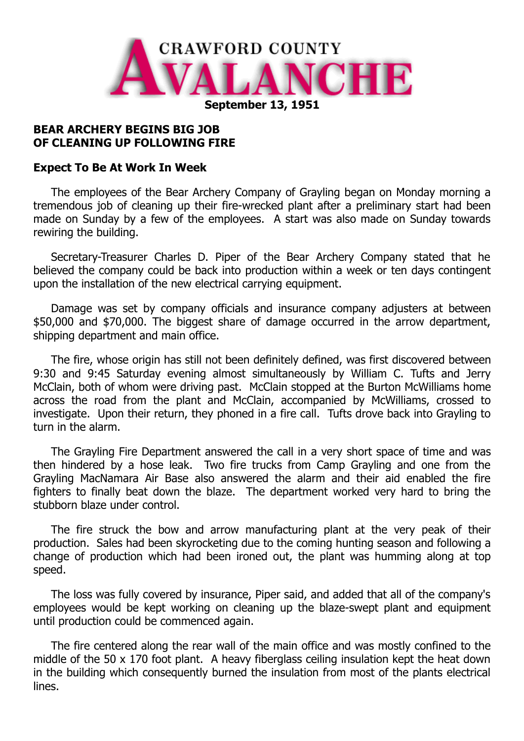# CRAWFORD COUNTY AVALANCHE

**September 13, 1951**

## BEAR ARCHERY BEGINS BIG JOB OF CLEANING UP FOLLOWING FIRE

### Expect To Be At Work In Week

The employees of the Bear Archery Company of Grayling began on Monday morning a tremendous job of cleaning up their fire-wrecked plant after a preliminary start had been made on Sunday by a few of the employees. A start was also made on Sunday towards rewiring the building.

Secretary-Treasurer Charles D. Piper of the Bear Archery Company stated that he believed the company could be back into production within a week or ten days contingent upon the installation of the new electrical carrying equipment.

Damage was set by company officials and insurance company adjusters at between $50,000 and $70,000. The biggest share of damage occurred in the arrow department, shipping department and main office.

The fire, whose origin has still not been definitely defined, was first discovered between 9:30 and 9:45 Saturday evening almost simultaneously by William C. Tufts and Jerry McClain, both of whom were driving past. McClain stopped at the Burton McWilliams home across the road from the plant and McClain, accompanied by McWilliams, crossed to investigate. Upon their return, they phoned in a fire call. Tufts drove back into Grayling to turn in the alarm.

The Grayling Fire Department answered the call in a very short space of time and was then hindered by a hose leak. Two fire trucks from Camp Grayling and one from the Grayling MacNamara Air Base also answered the alarm and their aid enabled the fire fighters to finally beat down the blaze. The department worked very hard to bring the stubborn blaze under control.

The fire struck the bow and arrow manufacturing plant at the very peak of their production. Sales had been skyrocketing due to the coming hunting season and following a change of production which had been ironed out, the plant was humming along at top speed.

The loss was fully covered by insurance, Piper said, and added that all of the company's employees would be kept working on cleaning up the blaze-swept plant and equipment until production could be commenced again.

The fire centered along the rear wall of the main office and was mostly confined to the middle of the 50 x 170 foot plant. A heavy fiberglass ceiling insulation kept the heat down in the building which consequently burned the insulation from most of the plants electrical lines.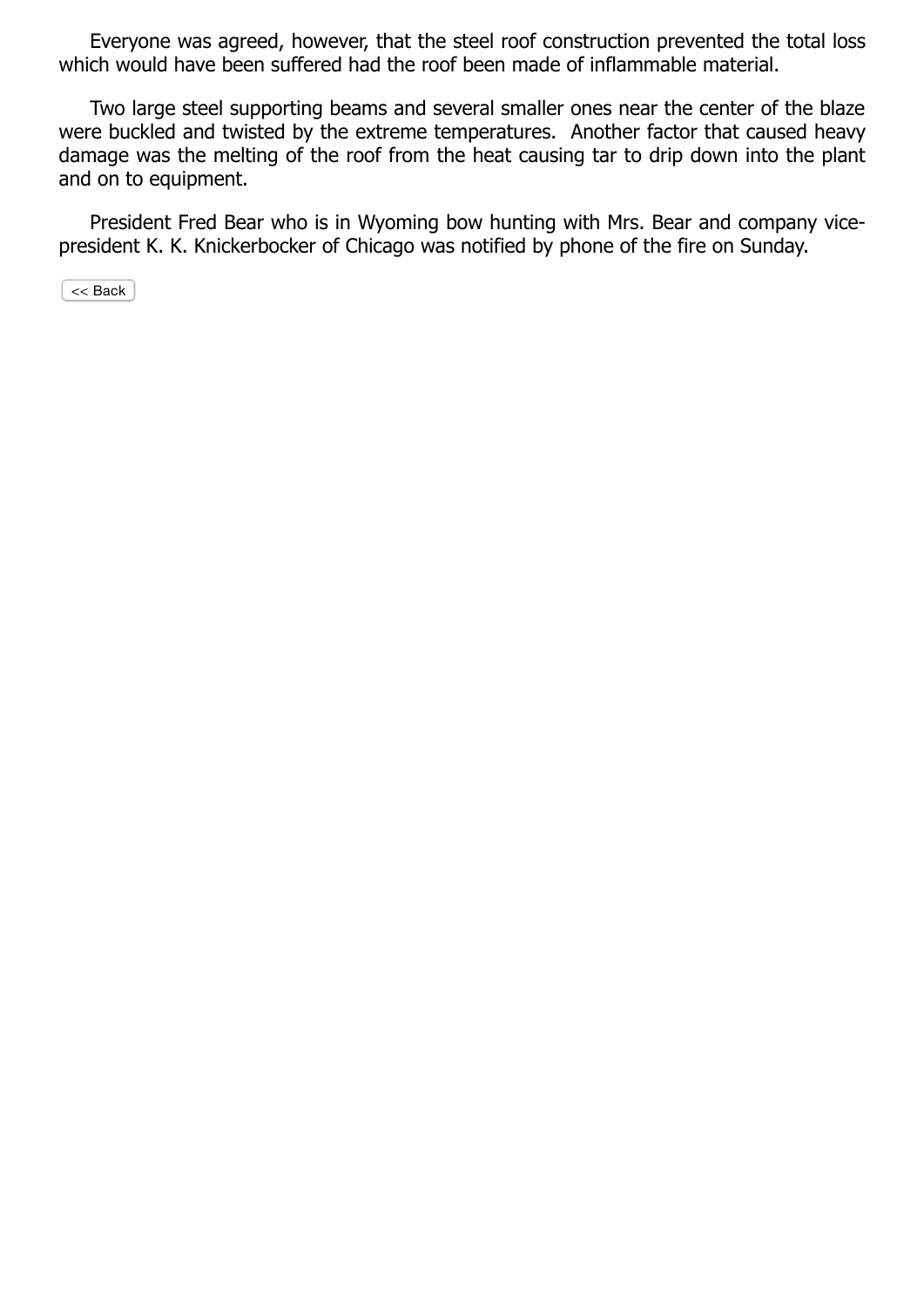Everyone was agreed, however, that the steel roof construction prevented the total loss which would have been suffered had the roof been made of inflammable material.

Two large steel supporting beams and several smaller ones near the center of the blaze were buckled and twisted by the extreme temperatures. Another factor that caused heavy damage was the melting of the roof from the heat causing tar to drip down into the plant and on to equipment.

President Fred Bear who is in Wyoming bow hunting with Mrs. Bear and company vice-president K. K. Knickerbocker of Chicago was notified by phone of the fire on Sunday.